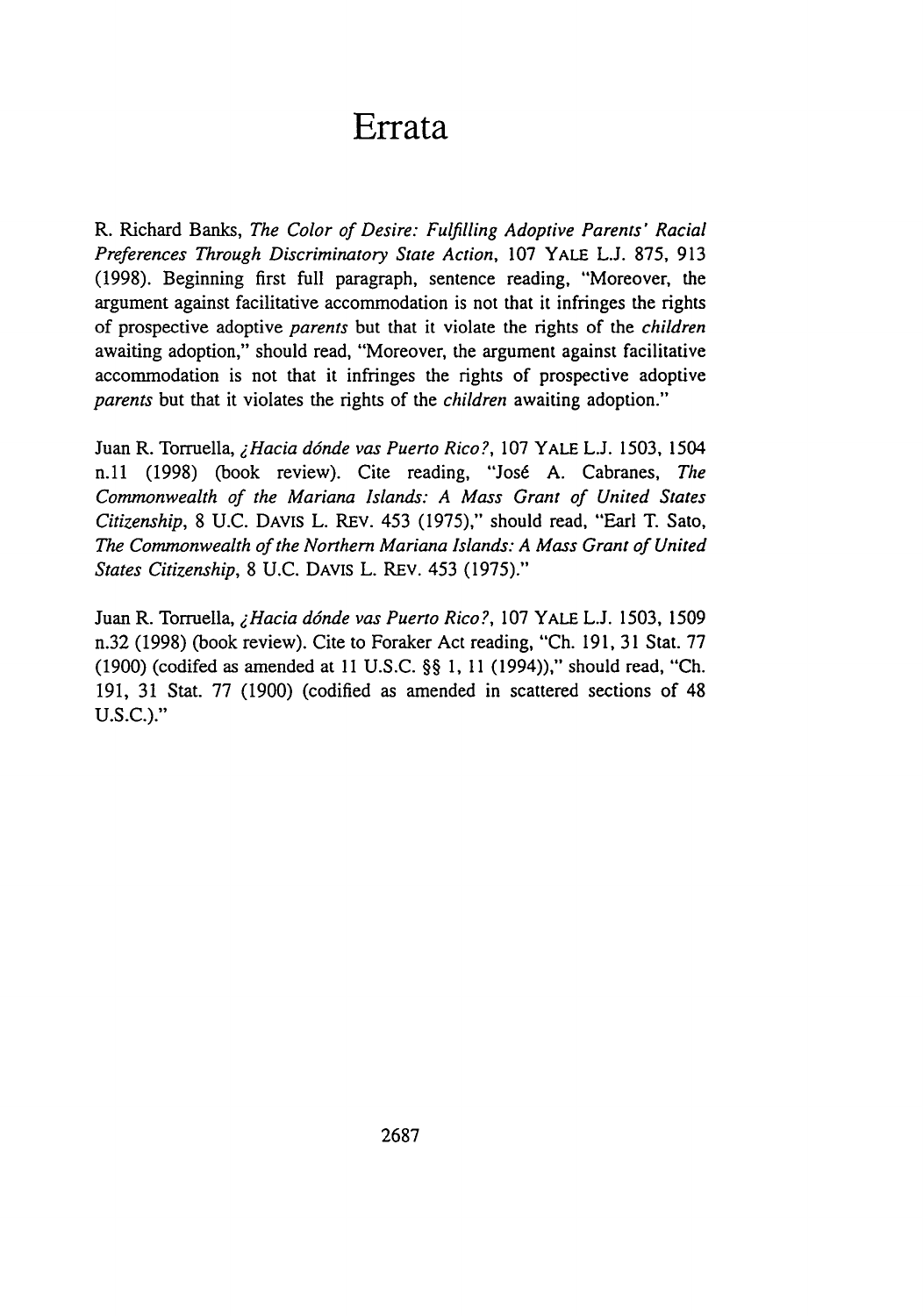# Errata

R. Richard Banks, *The Color of Desire: Fulfilling Adoptive Parents' Racial Preferences Through Discriminatory State Action*, 107 YALE L.J. 875, 913 (1998). Beginning first full paragraph, sentence reading, "Moreover, the argument against facilitative accommodation is not that it infringes the rights of prospective adoptive *parents* but that it violate the rights of the *children* awaiting adoption," should read, "Moreover, the argument against facilitative accommodation is not that it infringes the rights of prospective adoptive *parents* but that it violates the rights of the *children* awaiting adoption."

Juan R. Torruella, *¿Hacia dónde vas Puerto Rico?*, 107 YALE L.J. 1503, 1504 n.11 (1998) (book review). Cite reading, "José A. Cabranes, *The Commonwealth of the Mariana Islands: A Mass Grant of United States Citizenship*, 8 U.C. DAVIS L. REV. 453 (1975)," should read, "Earl T. Sato, *The Commonwealth of the Northern Mariana Islands: A Mass Grant of United States Citizenship*, 8 U.C. DAVIS L. REV. 453 (1975)."

Juan R. Torruella, *¿Hacia dónde vas Puerto Rico?*, 107 YALE L.J. 1503, 1509 n.32 (1998) (book review). Cite to Foraker Act reading, "Ch. 191, 31 Stat. 77 (1900) (codifed as amended at 11 U.S.C. §§ 1, 11 (1994))," should read, "Ch. 191, 31 Stat. 77 (1900) (codified as amended in scattered sections of 48 U.S.C.)."